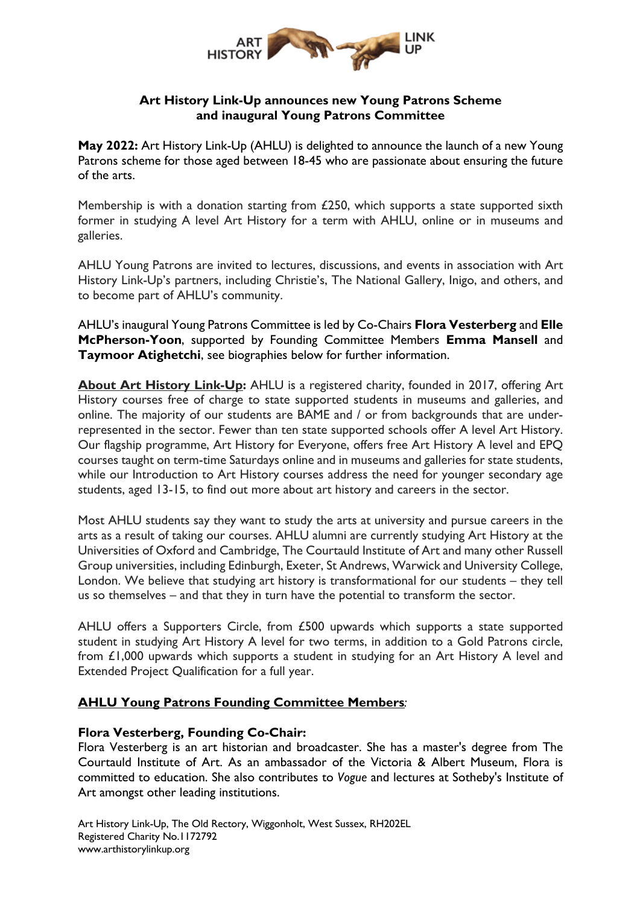ART HISTORY LINK UP

## Art History Link-Up announces new Young Patrons Scheme and inaugural Young Patrons Committee

**May 2022:** Art History Link-Up (AHLU) is delighted to announce the launch of a new Young Patrons scheme for those aged between 18-45 who are passionate about ensuring the future of the arts.

Membership is with a donation starting from £250, which supports a state supported sixth former in studying A level Art History for a term with AHLU, online or in museums and galleries.

AHLU Young Patrons are invited to lectures, discussions, and events in association with Art History Link-Up's partners, including Christie's, The National Gallery, Inigo, and others, and to become part of AHLU's community.

AHLU's inaugural Young Patrons Committee is led by Co-Chairs **Flora Vesterberg** and **Elle McPherson-Yoon**, supported by Founding Committee Members **Emma Mansell** and **Taymoor Atighetchi**, see biographies below for further information.

**About Art History Link-Up:** AHLU is a registered charity, founded in 2017, offering Art History courses free of charge to state supported students in museums and galleries, and online. The majority of our students are BAME and / or from backgrounds that are under-represented in the sector. Fewer than ten state supported schools offer A level Art History. Our flagship programme, Art History for Everyone, offers free Art History A level and EPQ courses taught on term-time Saturdays online and in museums and galleries for state students, while our Introduction to Art History courses address the need for younger secondary age students, aged 13-15, to find out more about art history and careers in the sector.

Most AHLU students say they want to study the arts at university and pursue careers in the arts as a result of taking our courses. AHLU alumni are currently studying Art History at the Universities of Oxford and Cambridge, The Courtauld Institute of Art and many other Russell Group universities, including Edinburgh, Exeter, St Andrews, Warwick and University College, London. We believe that studying art history is transformational for our students – they tell us so themselves – and that they in turn have the potential to transform the sector.

AHLU offers a Supporters Circle, from £500 upwards which supports a state supported student in studying Art History A level for two terms, in addition to a Gold Patrons circle, from £1,000 upwards which supports a student in studying for an Art History A level and Extended Project Qualification for a full year.

### AHLU Young Patrons Founding Committee Members:

**Flora Vesterberg, Founding Co-Chair:**
Flora Vesterberg is an art historian and broadcaster. She has a master's degree from The Courtauld Institute of Art. As an ambassador of the Victoria & Albert Museum, Flora is committed to education. She also contributes to *Vogue* and lectures at Sotheby's Institute of Art amongst other leading institutions.

Art History Link-Up, The Old Rectory, Wiggonholt, West Sussex, RH202EL
Registered Charity No.1172792
www.arthistorylinkup.org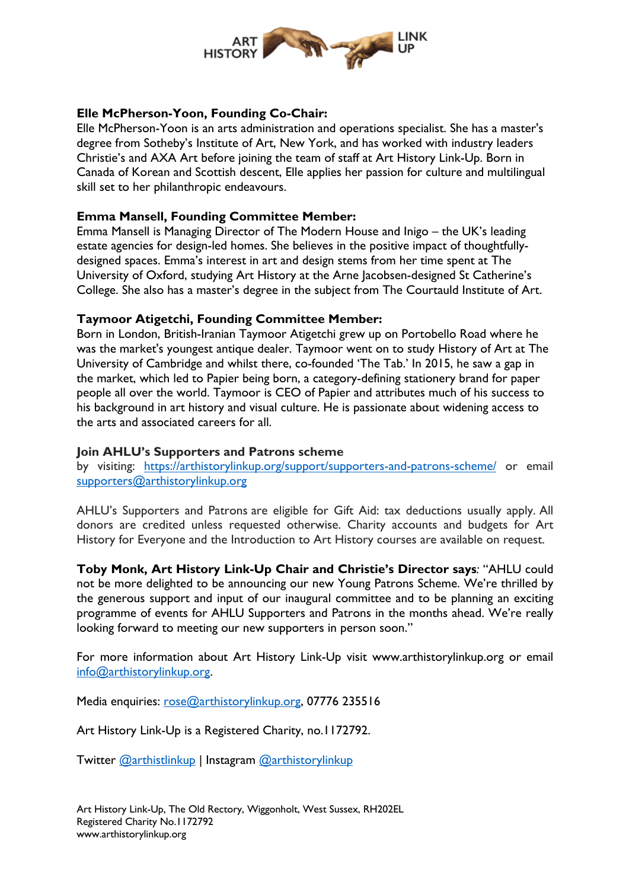**Elle McPherson-Yoon, Founding Co-Chair:**
Elle McPherson-Yoon is an arts administration and operations specialist. She has a master's degree from Sotheby's Institute of Art, New York, and has worked with industry leaders Christie's and AXA Art before joining the team of staff at Art History Link-Up. Born in Canada of Korean and Scottish descent, Elle applies her passion for culture and multilingual skill set to her philanthropic endeavours.

**Emma Mansell, Founding Committee Member:**
Emma Mansell is Managing Director of The Modern House and Inigo – the UK's leading estate agencies for design-led homes. She believes in the positive impact of thoughtfully-designed spaces. Emma's interest in art and design stems from her time spent at The University of Oxford, studying Art History at the Arne Jacobsen-designed St Catherine's College. She also has a master's degree in the subject from The Courtauld Institute of Art.

**Taymoor Atigetchi, Founding Committee Member:**
Born in London, British-Iranian Taymoor Atigetchi grew up on Portobello Road where he was the market's youngest antique dealer. Taymoor went on to study History of Art at The University of Cambridge and whilst there, co-founded 'The Tab.' In 2015, he saw a gap in the market, which led to Papier being born, a category-defining stationery brand for paper people all over the world. Taymoor is CEO of Papier and attributes much of his success to his background in art history and visual culture. He is passionate about widening access to the arts and associated careers for all.

**Join AHLU's Supporters and Patrons scheme**
by visiting: https://arthistorylinkup.org/support/supporters-and-patrons-scheme/ or email supporters@arthistorylinkup.org

AHLU's Supporters and Patrons are eligible for Gift Aid: tax deductions usually apply. All donors are credited unless requested otherwise. Charity accounts and budgets for Art History for Everyone and the Introduction to Art History courses are available on request.

**Toby Monk, Art History Link-Up Chair and Christie's Director says***:* "AHLU could not be more delighted to be announcing our new Young Patrons Scheme. We're thrilled by the generous support and input of our inaugural committee and to be planning an exciting programme of events for AHLU Supporters and Patrons in the months ahead. We're really looking forward to meeting our new supporters in person soon."

For more information about Art History Link-Up visit www.arthistorylinkup.org or email info@arthistorylinkup.org.

Media enquiries: rose@arthistorylinkup.org, 07776 235516

Art History Link-Up is a Registered Charity, no.1172792.

Twitter @arthistlinkup | Instagram @arthistorylinkup

Art History Link-Up, The Old Rectory, Wiggonholt, West Sussex, RH202EL
Registered Charity No.1172792
www.arthistorylinkup.org